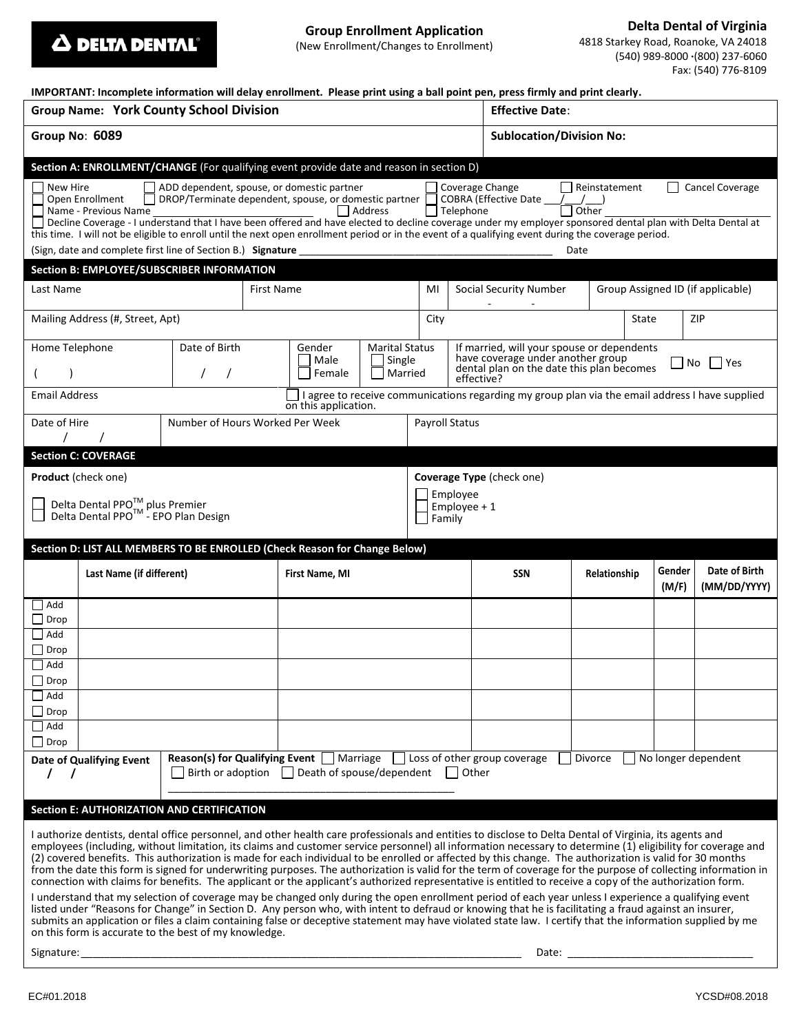**DELTA DENTAL**

## Group Enrollment Application
(New Enrollment/Changes to Enrollment)

**Delta Dental of Virginia**
4818 Starkey Road, Roanoke, VA 24018
(540) 989-8000 ·(800) 237-6060
Fax: (540) 776-8109

**IMPORTANT: Incomplete information will delay enrollment. Please print using a ball point pen, press firmly and print clearly.**

| **Group Name: York County School Division** | **Effective Date**: |
|---|---|
| **Group No: 6089** | **Sublocation/Division No:** |

### Section A: ENROLLMENT/CHANGE (For qualifying event provide date and reason in section D)

☐ New Hire ☐ ADD dependent, spouse, or domestic partner ☐ Coverage Change ☐ Reinstatement ☐ Cancel Coverage
☐ Open Enrollment ☐ DROP/Terminate dependent, spouse, or domestic partner ☐ COBRA (Effective Date \_\_\_/\_\_\_/\_\_\_)
☐ Name - Previous Name \_\_\_\_\_\_\_\_\_\_\_\_\_\_\_\_\_\_\_\_ ☐ Address ☐ Telephone ☐ Other \_\_\_\_\_\_\_\_\_\_\_\_\_\_\_\_\_\_\_\_

☐ Decline Coverage - I understand that I have been offered and have elected to decline coverage under my employer sponsored dental plan with Delta Dental at this time. I will not be eligible to enroll until the next open enrollment period or in the event of a qualifying event during the coverage period.

(Sign, date and complete first line of Section B.) **Signature** \_\_\_\_\_\_\_\_\_\_\_\_\_\_\_\_\_\_\_\_\_\_\_\_\_\_\_\_\_\_\_\_\_\_\_\_\_\_\_\_\_\_ Date

### Section B: EMPLOYEE/SUBSCRIBER INFORMATION

| Last Name | First Name | MI | Social Security Number - - | Group Assigned ID (if applicable) |
|---|---|---|---|---|
| Mailing Address (#, Street, Apt) | | City | State | ZIP |

| Home Telephone ( ) | Date of Birth / / | Gender ☐ Male ☐ Female | Marital Status ☐ Single ☐ Married | If married, will your spouse or dependents have coverage under another group dental plan on the date this plan becomes effective? ☐ No ☐ Yes |
|---|---|---|---|---|

| Email Address | ☐ I agree to receive communications regarding my group plan via the email address I have supplied on this application. |
|---|---|

| Date of Hire / / | Number of Hours Worked Per Week | Payroll Status |
|---|---|---|

### Section C: COVERAGE

| **Product** (check one) | **Coverage Type** (check one) |
|---|---|
| ☐ Delta Dental PPO™ plus Premier<br>☐ Delta Dental PPO™ - EPO Plan Design | ☐ Employee<br>☐ Employee + 1<br>☐ Family |

### Section D: LIST ALL MEMBERS TO BE ENROLLED (Check Reason for Change Below)

| | **Last Name (if different)** | **First Name, MI** | **SSN** | **Relationship** | **Gender (M/F)** | **Date of Birth (MM/DD/YYYY)** |
|---|---|---|---|---|---|---|
| ☐ Add ☐ Drop | | | | | | |
| ☐ Add ☐ Drop | | | | | | |
| ☐ Add ☐ Drop | | | | | | |
| ☐ Add ☐ Drop | | | | | | |
| ☐ Add ☐ Drop | | | | | | |

**Date of Qualifying Event** / /

**Reason(s) for Qualifying Event** ☐ Marriage ☐ Loss of other group coverage ☐ Divorce ☐ No longer dependent ☐ Birth or adoption ☐ Death of spouse/dependent ☐ Other \_\_\_\_\_\_\_\_\_\_\_\_\_\_\_\_\_\_\_\_\_\_\_\_\_\_\_\_\_\_\_\_\_\_\_\_\_\_\_\_\_\_\_\_\_\_\_\_

### Section E: AUTHORIZATION AND CERTIFICATION

I authorize dentists, dental office personnel, and other health care professionals and entities to disclose to Delta Dental of Virginia, its agents and employees (including, without limitation, its claims and customer service personnel) all information necessary to determine (1) eligibility for coverage and (2) covered benefits. This authorization is made for each individual to be enrolled or affected by this change. The authorization is valid for 30 months from the date this form is signed for underwriting purposes. The authorization is valid for the term of coverage for the purpose of collecting information in connection with claims for benefits. The applicant or the applicant's authorized representative is entitled to receive a copy of the authorization form.

I understand that my selection of coverage may be changed only during the open enrollment period of each year unless I experience a qualifying event listed under "Reasons for Change" in Section D. Any person who, with intent to defraud or knowing that he is facilitating a fraud against an insurer, submits an application or files a claim containing false or deceptive statement may have violated state law. I certify that the information supplied by me on this form is accurate to the best of my knowledge.

Signature: \_\_\_\_\_\_\_\_\_\_\_\_\_\_\_\_\_\_\_\_\_\_\_\_\_\_\_\_\_\_\_\_\_\_\_\_\_\_\_\_\_\_\_\_\_\_\_\_ Date: \_\_\_\_\_\_\_\_\_\_\_\_\_\_\_\_\_\_\_\_\_\_\_\_

EC#01.2018 YCSD#08.2018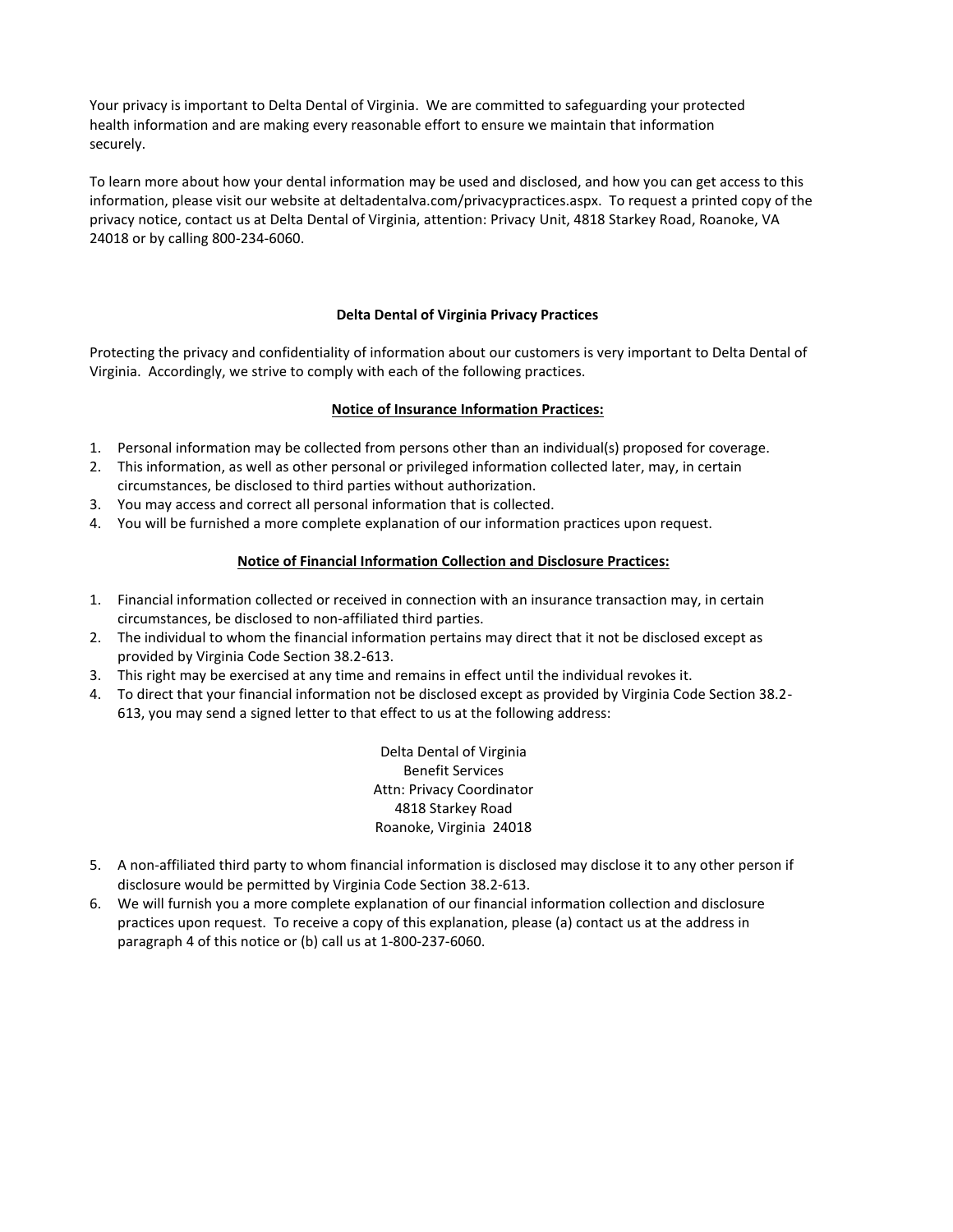Your privacy is important to Delta Dental of Virginia. We are committed to safeguarding your protected health information and are making every reasonable effort to ensure we maintain that information securely.

To learn more about how your dental information may be used and disclosed, and how you can get access to this information, please visit our website at deltadentalva.com/privacypractices.aspx. To request a printed copy of the privacy notice, contact us at Delta Dental of Virginia, attention: Privacy Unit, 4818 Starkey Road, Roanoke, VA 24018 or by calling 800-234-6060.

## Delta Dental of Virginia Privacy Practices

Protecting the privacy and confidentiality of information about our customers is very important to Delta Dental of Virginia. Accordingly, we strive to comply with each of the following practices.

### Notice of Insurance Information Practices:

1. Personal information may be collected from persons other than an individual(s) proposed for coverage.
2. This information, as well as other personal or privileged information collected later, may, in certain circumstances, be disclosed to third parties without authorization.
3. You may access and correct all personal information that is collected.
4. You will be furnished a more complete explanation of our information practices upon request.

### Notice of Financial Information Collection and Disclosure Practices:

1. Financial information collected or received in connection with an insurance transaction may, in certain circumstances, be disclosed to non-affiliated third parties.
2. The individual to whom the financial information pertains may direct that it not be disclosed except as provided by Virginia Code Section 38.2-613.
3. This right may be exercised at any time and remains in effect until the individual revokes it.
4. To direct that your financial information not be disclosed except as provided by Virginia Code Section 38.2-613, you may send a signed letter to that effect to us at the following address:

   Delta Dental of Virginia
   Benefit Services
   Attn: Privacy Coordinator
   4818 Starkey Road
   Roanoke, Virginia 24018

5. A non-affiliated third party to whom financial information is disclosed may disclose it to any other person if disclosure would be permitted by Virginia Code Section 38.2-613.
6. We will furnish you a more complete explanation of our financial information collection and disclosure practices upon request. To receive a copy of this explanation, please (a) contact us at the address in paragraph 4 of this notice or (b) call us at 1-800-237-6060.